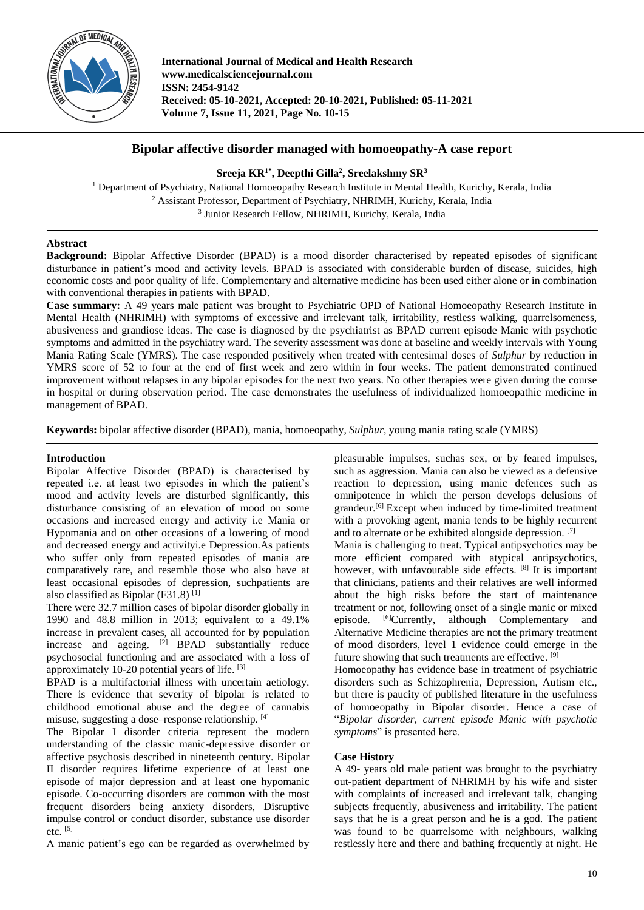International Journal of Medical and Health Research
www.medicalsciencejournal.com
ISSN: 2454-9142
Received: 05-10-2021, Accepted: 20-10-2021, Published: 05-11-2021
Volume 7, Issue 11, 2021, Page No. 10-15

# Bipolar affective disorder managed with homoeopathy-A case report

**Sreeja KR[1*], Deepthi Gilla[2], Sreelakshmy SR[3]**

[1] Department of Psychiatry, National Homoeopathy Research Institute in Mental Health, Kurichy, Kerala, India
[2] Assistant Professor, Department of Psychiatry, NHRIMH, Kurichy, Kerala, India
[3] Junior Research Fellow, NHRIMH, Kurichy, Kerala, India

## Abstract

**Background:** Bipolar Affective Disorder (BPAD) is a mood disorder characterised by repeated episodes of significant disturbance in patient's mood and activity levels. BPAD is associated with considerable burden of disease, suicides, high economic costs and poor quality of life. Complementary and alternative medicine has been used either alone or in combination with conventional therapies in patients with BPAD.

**Case summary:** A 49 years male patient was brought to Psychiatric OPD of National Homoeopathy Research Institute in Mental Health (NHRIMH) with symptoms of excessive and irrelevant talk, irritability, restless walking, quarrelsomeness, abusiveness and grandiose ideas. The case is diagnosed by the psychiatrist as BPAD current episode Manic with psychotic symptoms and admitted in the psychiatry ward. The severity assessment was done at baseline and weekly intervals with Young Mania Rating Scale (YMRS). The case responded positively when treated with centesimal doses of *Sulphur* by reduction in YMRS score of 52 to four at the end of first week and zero within in four weeks. The patient demonstrated continued improvement without relapses in any bipolar episodes for the next two years. No other therapies were given during the course in hospital or during observation period. The case demonstrates the usefulness of individualized homoeopathic medicine in management of BPAD.

**Keywords:** bipolar affective disorder (BPAD), mania, homoeopathy, *Sulphur*, young mania rating scale (YMRS)

## Introduction

Bipolar Affective Disorder (BPAD) is characterised by repeated i.e. at least two episodes in which the patient's mood and activity levels are disturbed significantly, this disturbance consisting of an elevation of mood on some occasions and increased energy and activity i.e Mania or Hypomania and on other occasions of a lowering of mood and decreased energy and activityi.e Depression.As patients who suffer only from repeated episodes of mania are comparatively rare, and resemble those who also have at least occasional episodes of depression, suchpatients are also classified as Bipolar (F31.8) [1]

There were 32.7 million cases of bipolar disorder globally in 1990 and 48.8 million in 2013; equivalent to a 49.1% increase in prevalent cases, all accounted for by population increase and ageing. [2] BPAD substantially reduce psychosocial functioning and are associated with a loss of approximately 10-20 potential years of life. [3]

BPAD is a multifactorial illness with uncertain aetiology. There is evidence that severity of bipolar is related to childhood emotional abuse and the degree of cannabis misuse, suggesting a dose–response relationship. [4]

The Bipolar I disorder criteria represent the modern understanding of the classic manic-depressive disorder or affective psychosis described in nineteenth century. Bipolar II disorder requires lifetime experience of at least one episode of major depression and at least one hypomanic episode. Co-occurring disorders are common with the most frequent disorders being anxiety disorders, Disruptive impulse control or conduct disorder, substance use disorder etc. [5]

A manic patient's ego can be regarded as overwhelmed by pleasurable impulses, suchas sex, or by feared impulses, such as aggression. Mania can also be viewed as a defensive reaction to depression, using manic defences such as omnipotence in which the person develops delusions of grandeur.[6] Except when induced by time-limited treatment with a provoking agent, mania tends to be highly recurrent and to alternate or be exhibited alongside depression. [7]

Mania is challenging to treat. Typical antipsychotics may be more efficient compared with atypical antipsychotics, however, with unfavourable side effects. [8] It is important that clinicians, patients and their relatives are well informed about the high risks before the start of maintenance treatment or not, following onset of a single manic or mixed episode. [6]Currently, although Complementary and Alternative Medicine therapies are not the primary treatment of mood disorders, level 1 evidence could emerge in the future showing that such treatments are effective. [9]

Homoeopathy has evidence base in treatment of psychiatric disorders such as Schizophrenia, Depression, Autism etc., but there is paucity of published literature in the usefulness of homoeopathy in Bipolar disorder. Hence a case of "*Bipolar disorder, current episode Manic with psychotic symptoms*" is presented here.

## Case History

A 49- years old male patient was brought to the psychiatry out-patient department of NHRIMH by his wife and sister with complaints of increased and irrelevant talk, changing subjects frequently, abusiveness and irritability. The patient says that he is a great person and he is a god. The patient was found to be quarrelsome with neighbours, walking restlessly here and there and bathing frequently at night. He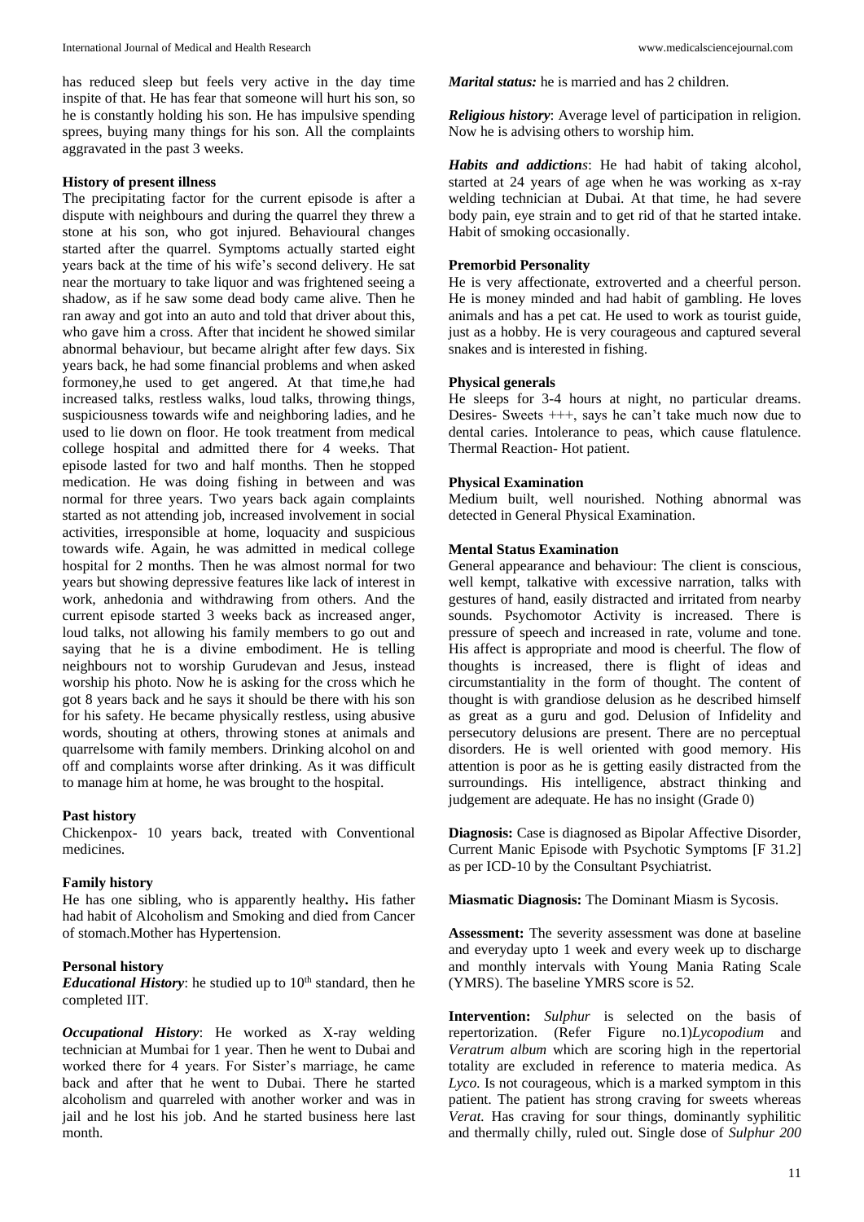has reduced sleep but feels very active in the day time inspite of that. He has fear that someone will hurt his son, so he is constantly holding his son. He has impulsive spending sprees, buying many things for his son. All the complaints aggravated in the past 3 weeks.

**History of present illness**

The precipitating factor for the current episode is after a dispute with neighbours and during the quarrel they threw a stone at his son, who got injured. Behavioural changes started after the quarrel. Symptoms actually started eight years back at the time of his wife's second delivery. He sat near the mortuary to take liquor and was frightened seeing a shadow, as if he saw some dead body came alive. Then he ran away and got into an auto and told that driver about this, who gave him a cross. After that incident he showed similar abnormal behaviour, but became alright after few days. Six years back, he had some financial problems and when asked formoney,he used to get angered. At that time,he had increased talks, restless walks, loud talks, throwing things, suspiciousness towards wife and neighboring ladies, and he used to lie down on floor. He took treatment from medical college hospital and admitted there for 4 weeks. That episode lasted for two and half months. Then he stopped medication. He was doing fishing in between and was normal for three years. Two years back again complaints started as not attending job, increased involvement in social activities, irresponsible at home, loquacity and suspicious towards wife. Again, he was admitted in medical college hospital for 2 months. Then he was almost normal for two years but showing depressive features like lack of interest in work, anhedonia and withdrawing from others. And the current episode started 3 weeks back as increased anger, loud talks, not allowing his family members to go out and saying that he is a divine embodiment. He is telling neighbours not to worship Gurudevan and Jesus, instead worship his photo. Now he is asking for the cross which he got 8 years back and he says it should be there with his son for his safety. He became physically restless, using abusive words, shouting at others, throwing stones at animals and quarrelsome with family members. Drinking alcohol on and off and complaints worse after drinking. As it was difficult to manage him at home, he was brought to the hospital.

**Past history**

Chickenpox- 10 years back, treated with Conventional medicines.

**Family history**

He has one sibling, who is apparently healthy**.** His father had habit of Alcoholism and Smoking and died from Cancer of stomach.Mother has Hypertension.

**Personal history**

***Educational History***: he studied up to 10th standard, then he completed IIT.

***Occupational History***: He worked as X-ray welding technician at Mumbai for 1 year. Then he went to Dubai and worked there for 4 years. For Sister's marriage, he came back and after that he went to Dubai. There he started alcoholism and quarreled with another worker and was in jail and he lost his job. And he started business here last month.

***Marital status:*** he is married and has 2 children.

***Religious history***: Average level of participation in religion. Now he is advising others to worship him.

***Habits and addictions***: He had habit of taking alcohol, started at 24 years of age when he was working as x-ray welding technician at Dubai. At that time, he had severe body pain, eye strain and to get rid of that he started intake. Habit of smoking occasionally.

**Premorbid Personality**

He is very affectionate, extroverted and a cheerful person. He is money minded and had habit of gambling. He loves animals and has a pet cat. He used to work as tourist guide, just as a hobby. He is very courageous and captured several snakes and is interested in fishing.

**Physical generals**

He sleeps for 3-4 hours at night, no particular dreams. Desires- Sweets +++, says he can't take much now due to dental caries. Intolerance to peas, which cause flatulence. Thermal Reaction- Hot patient.

**Physical Examination**

Medium built, well nourished. Nothing abnormal was detected in General Physical Examination.

**Mental Status Examination**

General appearance and behaviour: The client is conscious, well kempt, talkative with excessive narration, talks with gestures of hand, easily distracted and irritated from nearby sounds. Psychomotor Activity is increased. There is pressure of speech and increased in rate, volume and tone. His affect is appropriate and mood is cheerful. The flow of thoughts is increased, there is flight of ideas and circumstantiality in the form of thought. The content of thought is with grandiose delusion as he described himself as great as a guru and god. Delusion of Infidelity and persecutory delusions are present. There are no perceptual disorders. He is well oriented with good memory. His attention is poor as he is getting easily distracted from the surroundings. His intelligence, abstract thinking and judgement are adequate. He has no insight (Grade 0)

**Diagnosis:** Case is diagnosed as Bipolar Affective Disorder, Current Manic Episode with Psychotic Symptoms [F 31.2] as per ICD-10 by the Consultant Psychiatrist.

**Miasmatic Diagnosis:** The Dominant Miasm is Sycosis.

**Assessment:** The severity assessment was done at baseline and everyday upto 1 week and every week up to discharge and monthly intervals with Young Mania Rating Scale (YMRS). The baseline YMRS score is 52.

**Intervention:** *Sulphur* is selected on the basis of repertorization. (Refer Figure no.1)*Lycopodium* and *Veratrum album* which are scoring high in the repertorial totality are excluded in reference to materia medica. As *Lyco.* Is not courageous, which is a marked symptom in this patient. The patient has strong craving for sweets whereas *Verat.* Has craving for sour things, dominantly syphilitic and thermally chilly, ruled out. Single dose of *Sulphur 200*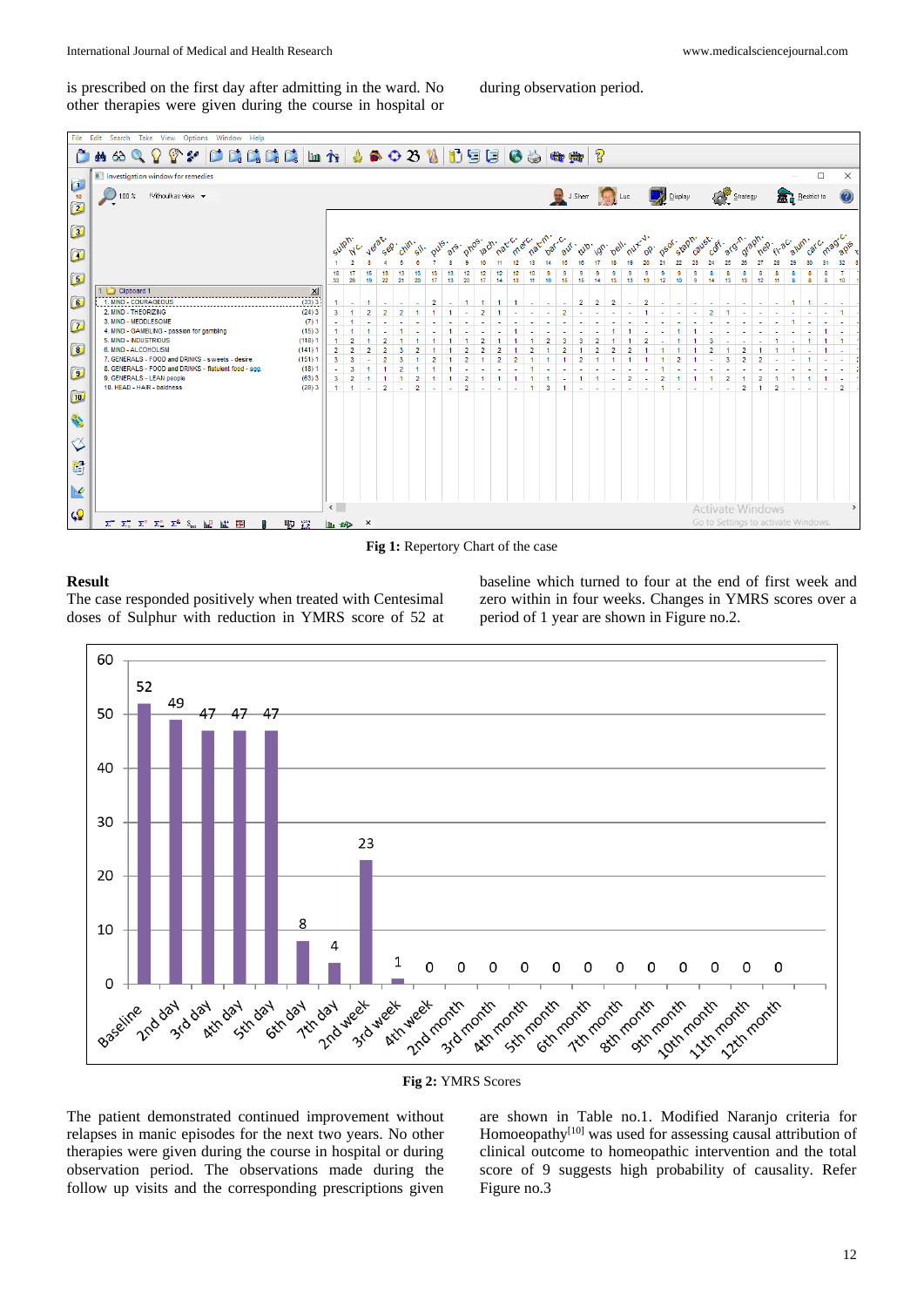is prescribed on the first day after admitting in the ward. No other therapies were given during the course in hospital or during observation period.

Fig 1: Repertory Chart of the case

## Result

The case responded positively when treated with Centesimal doses of Sulphur with reduction in YMRS score of 52 at baseline which turned to four at the end of first week and zero within in four weeks. Changes in YMRS scores over a period of 1 year are shown in Figure no.2.

Fig 2: YMRS Scores

The patient demonstrated continued improvement without relapses in manic episodes for the next two years. No other therapies were given during the course in hospital or during observation period. The observations made during the follow up visits and the corresponding prescriptions given are shown in Table no.1. Modified Naranjo criteria for Homoeopathy[10] was used for assessing causal attribution of clinical outcome to homeopathic intervention and the total score of 9 suggests high probability of causality. Refer Figure no.3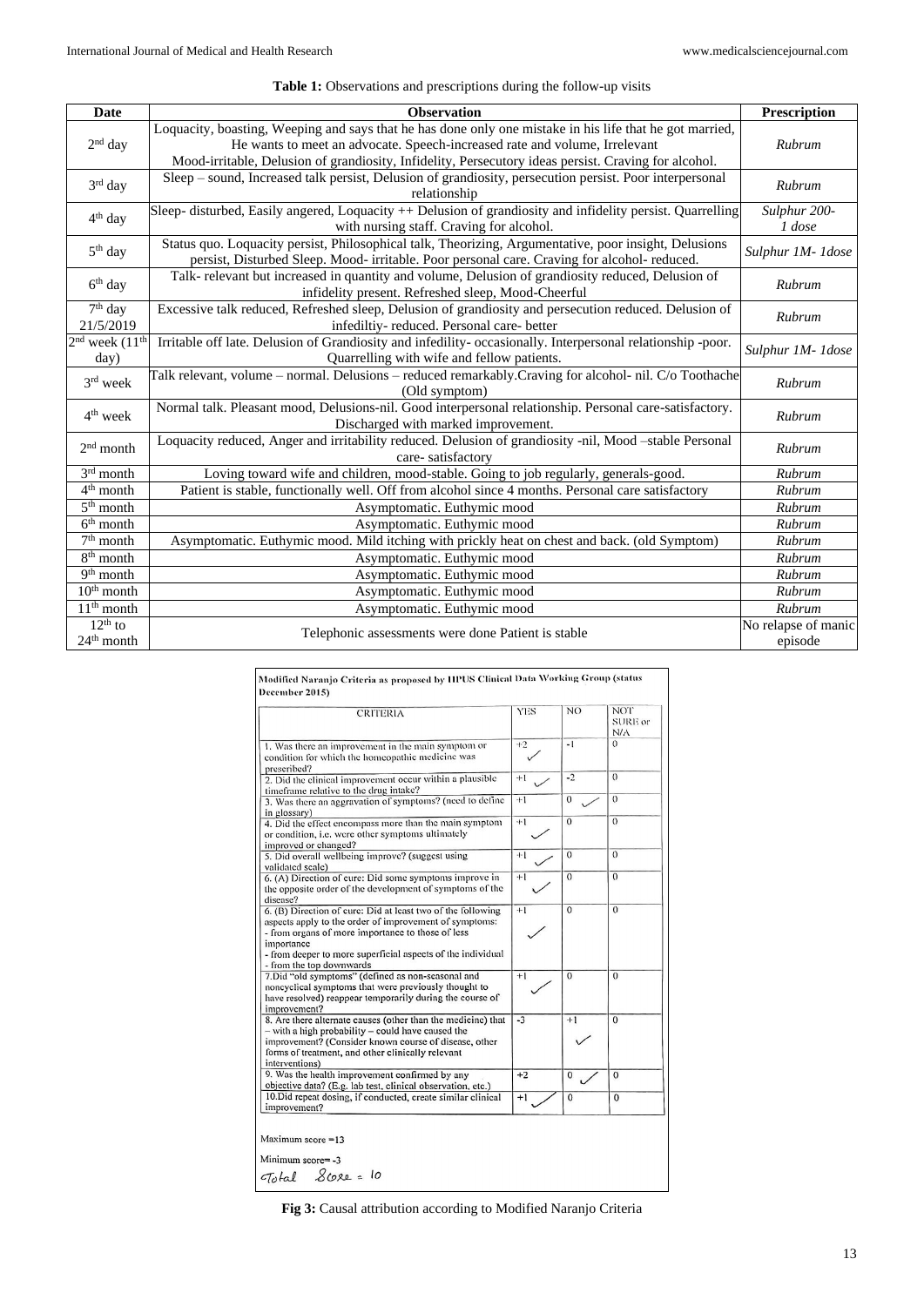**Table 1:** Observations and prescriptions during the follow-up visits

| Date | Observation | Prescription |
|---|---|---|
| 2nd day | Loquacity, boasting, Weeping and says that he has done only one mistake in his life that he got married, He wants to meet an advocate. Speech-increased rate and volume, Irrelevant Mood-irritable, Delusion of grandiosity, Infidelity, Persecutory ideas persist. Craving for alcohol. | *Rubrum* |
| 3rd day | Sleep – sound, Increased talk persist, Delusion of grandiosity, persecution persist. Poor interpersonal relationship | *Rubrum* |
| 4th day | Sleep- disturbed, Easily angered, Loquacity ++ Delusion of grandiosity and infidelity persist. Quarrelling with nursing staff. Craving for alcohol. | *Sulphur 200- 1 dose* |
| 5th day | Status quo. Loquacity persist, Philosophical talk, Theorizing, Argumentative, poor insight, Delusions persist, Disturbed Sleep. Mood- irritable. Poor personal care. Craving for alcohol- reduced. | *Sulphur 1M- 1dose* |
| 6th day | Talk- relevant but increased in quantity and volume, Delusion of grandiosity reduced, Delusion of infidelity present. Refreshed sleep, Mood-Cheerful | *Rubrum* |
| 7th day 21/5/2019 | Excessive talk reduced, Refreshed sleep, Delusion of grandiosity and persecution reduced. Delusion of infediltiy- reduced. Personal care- better | *Rubrum* |
| 2nd week (11th day) | Irritable off late. Delusion of Grandiosity and infedility- occasionally. Interpersonal relationship -poor. Quarrelling with wife and fellow patients. | *Sulphur 1M- 1dose* |
| 3rd week | Talk relevant, volume – normal. Delusions – reduced remarkably.Craving for alcohol- nil. C/o Toothache (Old symptom) | *Rubrum* |
| 4th week | Normal talk. Pleasant mood, Delusions-nil. Good interpersonal relationship. Personal care-satisfactory. Discharged with marked improvement. | *Rubrum* |
| 2nd month | Loquacity reduced, Anger and irritability reduced. Delusion of grandiosity -nil, Mood –stable Personal care- satisfactory | *Rubrum* |
| 3rd month | Loving toward wife and children, mood-stable. Going to job regularly, generals-good. | *Rubrum* |
| 4th month | Patient is stable, functionally well. Off from alcohol since 4 months. Personal care satisfactory | *Rubrum* |
| 5th month | Asymptomatic. Euthymic mood | *Rubrum* |
| 6th month | Asymptomatic. Euthymic mood | *Rubrum* |
| 7th month | Asymptomatic. Euthymic mood. Mild itching with prickly heat on chest and back. (old Symptom) | *Rubrum* |
| 8th month | Asymptomatic. Euthymic mood | *Rubrum* |
| 9th month | Asymptomatic. Euthymic mood | *Rubrum* |
| 10th month | Asymptomatic. Euthymic mood | *Rubrum* |
| 11th month | Asymptomatic. Euthymic mood | *Rubrum* |
| 12th to 24th month | Telephonic assessments were done Patient is stable | No relapse of manic episode |

**Modified Naranjo Criteria as proposed by HPUS Clinical Data Working Group (status December 2015)**

| CRITERIA | YES | NO | NOT SURE or N/A |
|---|---|---|---|
| 1. Was there an improvement in the main symptom or condition for which the homeopathic medicine was prescribed? | +2 ✓ | -1 | 0 |
| 2. Did the clinical improvement occur within a plausible timeframe relative to the drug intake? | +1 ✓ | -2 | 0 |
| 3. Was there an aggravation of symptoms? (need to define in glossary) | +1 | 0 ✓ | 0 |
| 4. Did the effect encompass more than the main symptom or condition, i.e. were other symptoms ultimately improved or changed? | +1 ✓ | 0 | 0 |
| 5. Did overall wellbeing improve? (suggest using validated scale) | +1 ✓ | 0 | 0 |
| 6. (A) Direction of cure: Did some symptoms improve in the opposite order of the development of symptoms of the disease? | +1 ✓ | 0 | 0 |
| 6. (B) Direction of cure: Did at least two of the following aspects apply to the order of improvement of symptoms: - from organs of more importance to those of less importance - from deeper to more superficial aspects of the individual - from the top downwards | +1 ✓ | 0 | 0 |
| 7. Did "old symptoms" (defined as non-seasonal and noncyclical symptoms that were previously thought to have resolved) reappear temporarily during the course of improvement? | +1 ✓ | 0 | 0 |
| 8. Are there alternate causes (other than the medicine) that – with a high probability – could have caused the improvement? (Consider known course of disease, other forms of treatment, and other clinically relevant interventions) | -3 | +1 ✓ | 0 |
| 9. Was the health improvement confirmed by any objective data? (E.g. lab test, clinical observation, etc.) | +2 | 0 ✓ | 0 |
| 10. Did repeat dosing, if conducted, create similar clinical improvement? | +1 ✓ | 0 | 0 |

Maximum score =13

Minimum score= -3

Total Score = 10

**Fig 3:** Causal attribution according to Modified Naranjo Criteria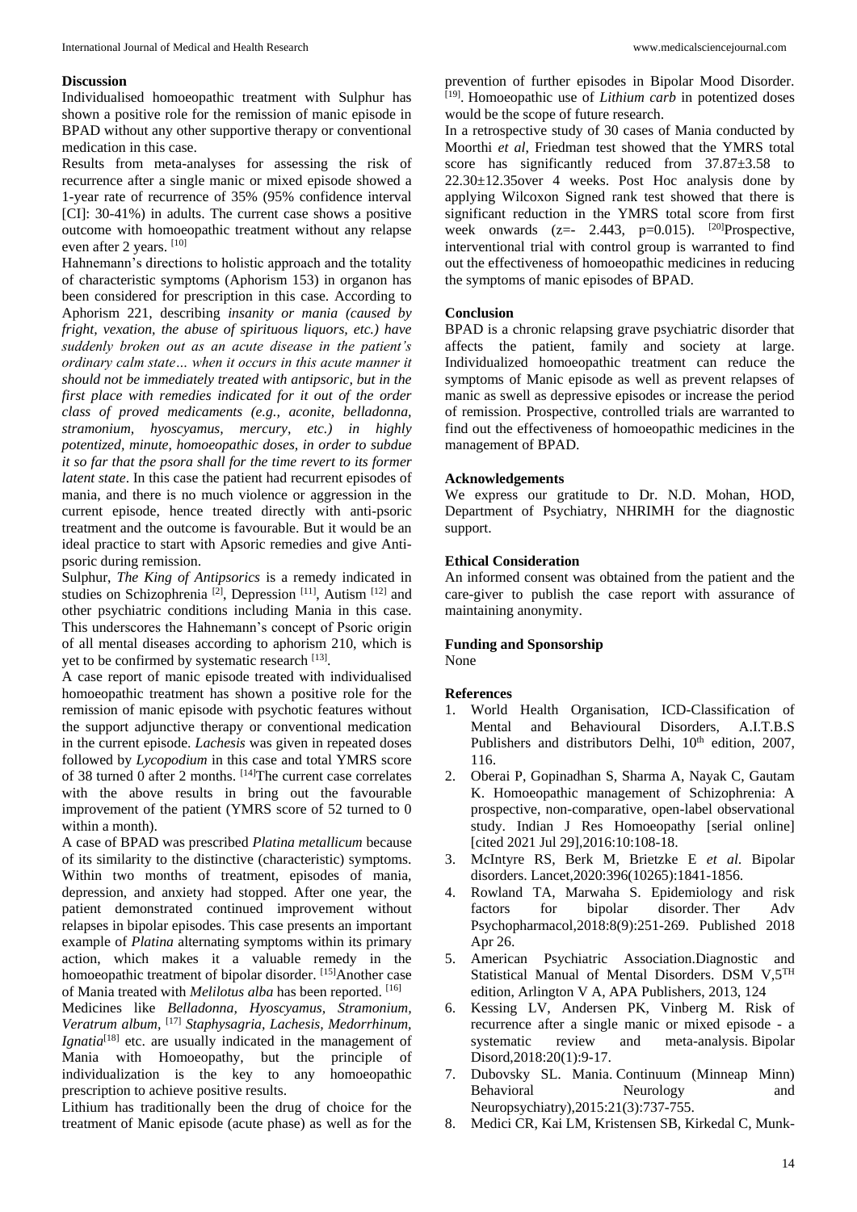## Discussion

Individualised homoeopathic treatment with Sulphur has shown a positive role for the remission of manic episode in BPAD without any other supportive therapy or conventional medication in this case.

Results from meta-analyses for assessing the risk of recurrence after a single manic or mixed episode showed a 1-year rate of recurrence of 35% (95% confidence interval [CI]: 30-41%) in adults. The current case shows a positive outcome with homoeopathic treatment without any relapse even after 2 years. [10]

Hahnemann's directions to holistic approach and the totality of characteristic symptoms (Aphorism 153) in organon has been considered for prescription in this case. According to Aphorism 221, describing *insanity or mania (caused by fright, vexation, the abuse of spirituous liquors, etc.) have suddenly broken out as an acute disease in the patient's ordinary calm state… when it occurs in this acute manner it should not be immediately treated with antipsoric, but in the first place with remedies indicated for it out of the order class of proved medicaments (e.g., aconite, belladonna, stramonium, hyoscyamus, mercury, etc.) in highly potentized, minute, homoeopathic doses, in order to subdue it so far that the psora shall for the time revert to its former latent state*. In this case the patient had recurrent episodes of mania, and there is no much violence or aggression in the current episode, hence treated directly with anti-psoric treatment and the outcome is favourable. But it would be an ideal practice to start with Apsoric remedies and give Anti-psoric during remission.

Sulphur, *The King of Antipsorics* is a remedy indicated in studies on Schizophrenia [2], Depression [11], Autism [12] and other psychiatric conditions including Mania in this case. This underscores the Hahnemann's concept of Psoric origin of all mental diseases according to aphorism 210, which is yet to be confirmed by systematic research [13].

A case report of manic episode treated with individualised homoeopathic treatment has shown a positive role for the remission of manic episode with psychotic features without the support adjunctive therapy or conventional medication in the current episode. *Lachesis* was given in repeated doses followed by *Lycopodium* in this case and total YMRS score of 38 turned 0 after 2 months. [14]The current case correlates with the above results in bring out the favourable improvement of the patient (YMRS score of 52 turned to 0 within a month).

A case of BPAD was prescribed *Platina metallicum* because of its similarity to the distinctive (characteristic) symptoms. Within two months of treatment, episodes of mania, depression, and anxiety had stopped. After one year, the patient demonstrated continued improvement without relapses in bipolar episodes. This case presents an important example of *Platina* alternating symptoms within its primary action, which makes it a valuable remedy in the homoeopathic treatment of bipolar disorder. [15]Another case of Mania treated with *Melilotus alba* has been reported. [16]

Medicines like *Belladonna, Hyoscyamus, Stramonium, Veratrum album,* [17] *Staphysagria, Lachesis, Medorrhinum, Ignatia*[18] etc. are usually indicated in the management of Mania with Homoeopathy, but the principle of individualization is the key to any homoeopathic prescription to achieve positive results.

Lithium has traditionally been the drug of choice for the treatment of Manic episode (acute phase) as well as for the prevention of further episodes in Bipolar Mood Disorder. [19]. Homoeopathic use of *Lithium carb* in potentized doses would be the scope of future research.

In a retrospective study of 30 cases of Mania conducted by Moorthi *et al*, Friedman test showed that the YMRS total score has significantly reduced from 37.87±3.58 to 22.30±12.35over 4 weeks. Post Hoc analysis done by applying Wilcoxon Signed rank test showed that there is significant reduction in the YMRS total score from first week onwards ($z = -2.443$, $p = 0.015$). [20]Prospective, interventional trial with control group is warranted to find out the effectiveness of homoeopathic medicines in reducing the symptoms of manic episodes of BPAD.

## Conclusion

BPAD is a chronic relapsing grave psychiatric disorder that affects the patient, family and society at large. Individualized homoeopathic treatment can reduce the symptoms of Manic episode as well as prevent relapses of manic as swell as depressive episodes or increase the period of remission. Prospective, controlled trials are warranted to find out the effectiveness of homoeopathic medicines in the management of BPAD.

## Acknowledgements

We express our gratitude to Dr. N.D. Mohan, HOD, Department of Psychiatry, NHRIMH for the diagnostic support.

## Ethical Consideration

An informed consent was obtained from the patient and the care-giver to publish the case report with assurance of maintaining anonymity.

## Funding and Sponsorship

None

## References

1. World Health Organisation, ICD-Classification of Mental and Behavioural Disorders, A.I.T.B.S Publishers and distributors Delhi, 10th edition, 2007, 116.
2. Oberai P, Gopinadhan S, Sharma A, Nayak C, Gautam K. Homoeopathic management of Schizophrenia: A prospective, non-comparative, open-label observational study. Indian J Res Homoeopathy [serial online] [cited 2021 Jul 29],2016:10:108-18.
3. McIntyre RS, Berk M, Brietzke E *et al.* Bipolar disorders. Lancet,2020:396(10265):1841-1856.
4. Rowland TA, Marwaha S. Epidemiology and risk factors for bipolar disorder. Ther Adv Psychopharmacol,2018:8(9):251-269. Published 2018 Apr 26.
5. American Psychiatric Association.Diagnostic and Statistical Manual of Mental Disorders. DSM V,5TH edition, Arlington V A, APA Publishers, 2013, 124
6. Kessing LV, Andersen PK, Vinberg M. Risk of recurrence after a single manic or mixed episode - a systematic review and meta-analysis. Bipolar Disord,2018:20(1):9-17.
7. Dubovsky SL. Mania. Continuum (Minneap Minn) Behavioral Neurology and Neuropsychiatry),2015:21(3):737-755.
8. Medici CR, Kai LM, Kristensen SB, Kirkedal C, Munk-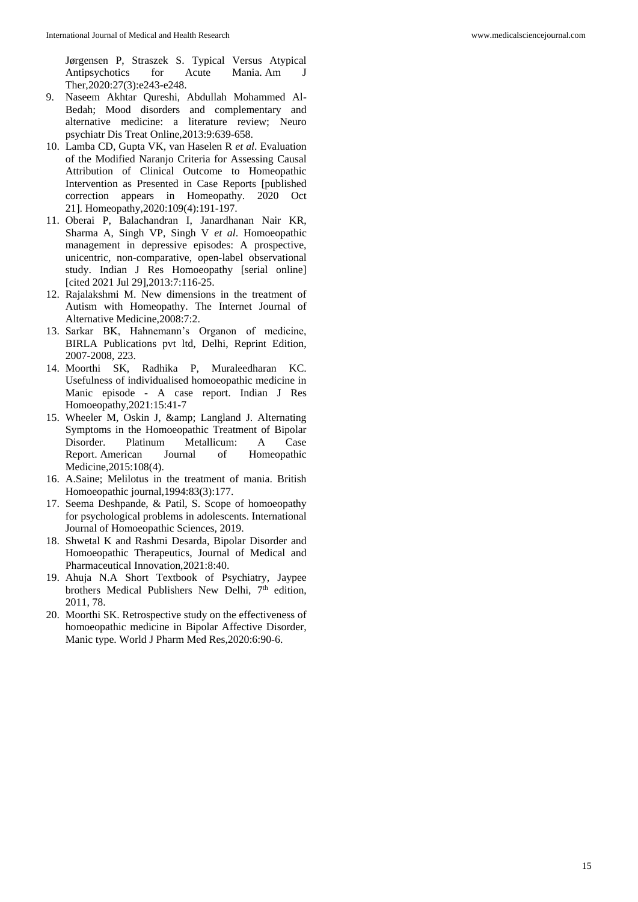Jørgensen P, Straszek S. Typical Versus Atypical Antipsychotics for Acute Mania. Am J Ther,2020:27(3):e243-e248.

9. Naseem Akhtar Qureshi, Abdullah Mohammed Al-Bedah; Mood disorders and complementary and alternative medicine: a literature review; Neuro psychiatr Dis Treat Online,2013:9:639-658.
10. Lamba CD, Gupta VK, van Haselen R *et al*. Evaluation of the Modified Naranjo Criteria for Assessing Causal Attribution of Clinical Outcome to Homeopathic Intervention as Presented in Case Reports [published correction appears in Homeopathy. 2020 Oct 21]. Homeopathy,2020:109(4):191-197.
11. Oberai P, Balachandran I, Janardhanan Nair KR, Sharma A, Singh VP, Singh V *et al*. Homoeopathic management in depressive episodes: A prospective, unicentric, non-comparative, open-label observational study. Indian J Res Homoeopathy [serial online] [cited 2021 Jul 29],2013:7:116-25.
12. Rajalakshmi M. New dimensions in the treatment of Autism with Homeopathy. The Internet Journal of Alternative Medicine,2008:7:2.
13. Sarkar BK, Hahnemann's Organon of medicine, BIRLA Publications pvt ltd, Delhi, Reprint Edition, 2007-2008, 223.
14. Moorthi SK, Radhika P, Muraleedharan KC. Usefulness of individualised homoeopathic medicine in Manic episode - A case report. Indian J Res Homoeopathy,2021:15:41-7
15. Wheeler M, Oskin J, &amp; Langland J. Alternating Symptoms in the Homoeopathic Treatment of Bipolar Disorder. Platinum Metallicum: A Case Report. American Journal of Homeopathic Medicine,2015:108(4).
16. A.Saine; Melilotus in the treatment of mania. British Homoeopathic journal,1994:83(3):177.
17. Seema Deshpande, & Patil, S. Scope of homoeopathy for psychological problems in adolescents. International Journal of Homoeopathic Sciences, 2019.
18. Shwetal K and Rashmi Desarda, Bipolar Disorder and Homoeopathic Therapeutics, Journal of Medical and Pharmaceutical Innovation,2021:8:40.
19. Ahuja N.A Short Textbook of Psychiatry, Jaypee brothers Medical Publishers New Delhi, 7th edition, 2011, 78.
20. Moorthi SK. Retrospective study on the effectiveness of homoeopathic medicine in Bipolar Affective Disorder, Manic type. World J Pharm Med Res,2020:6:90-6.